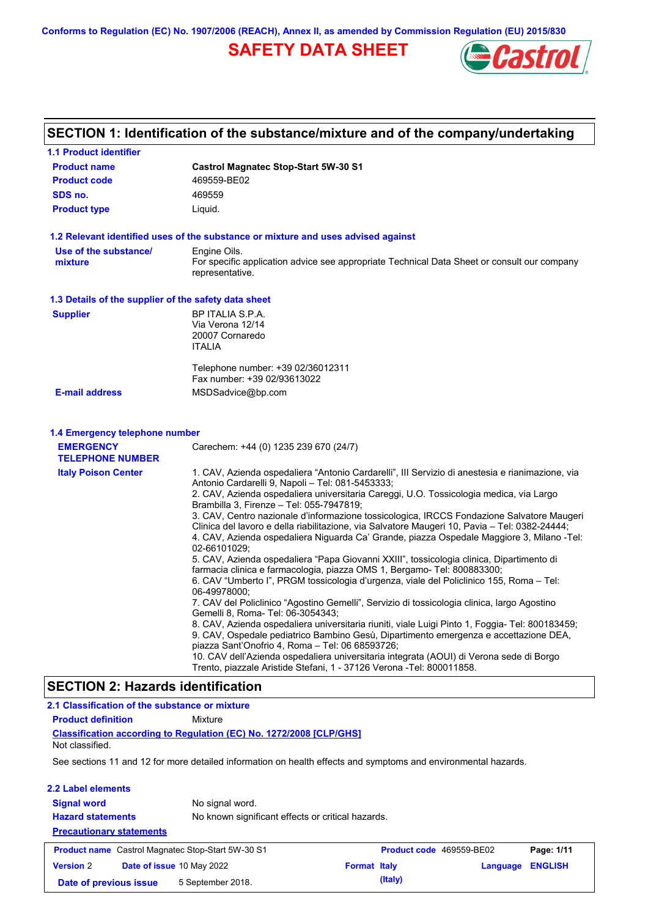Conforms to Regulation (EC) No. 1907/2006 (REACH), Annex II, as amended by Commission Regulation (EU) 2015/830

# SAFETY DATA SHEET

## SECTION 1: Identification of the substance/mixture and of the company/undertaking

### 1.1 Product identifier

| | |
|---|---|
| **Product name** | **Castrol Magnatec Stop-Start 5W-30 S1** |
| **Product code** | 469559-BE02 |
| **SDS no.** | 469559 |
| **Product type** | Liquid. |

### 1.2 Relevant identified uses of the substance or mixture and uses advised against

**Use of the substance/ mixture**: Engine Oils.
For specific application advice see appropriate Technical Data Sheet or consult our company representative.

### 1.3 Details of the supplier of the safety data sheet

**Supplier**
BP ITALIA S.P.A.
Via Verona 12/14
20007 Cornaredo
ITALIA

Telephone number: +39 02/36012311
Fax number: +39 02/93613022

**E-mail address**: MSDSadvice@bp.com

### 1.4 Emergency telephone number

**EMERGENCY TELEPHONE NUMBER**: Carechem: +44 (0) 1235 239 670 (24/7)

**Italy Poison Center**

1. CAV, Azienda ospedaliera “Antonio Cardarelli”, III Servizio di anestesia e rianimazione, via Antonio Cardarelli 9, Napoli – Tel: 081-5453333;
2. CAV, Azienda ospedaliera universitaria Careggi, U.O. Tossicologia medica, via Largo Brambilla 3, Firenze – Tel: 055-7947819;
3. CAV, Centro nazionale d’informazione tossicologica, IRCCS Fondazione Salvatore Maugeri Clinica del lavoro e della riabilitazione, via Salvatore Maugeri 10, Pavia – Tel: 0382-24444;
4. CAV, Azienda ospedaliera Niguarda Ca’ Grande, piazza Ospedale Maggiore 3, Milano -Tel: 02-66101029;
5. CAV, Azienda ospedaliera “Papa Giovanni XXIII”, tossicologia clinica, Dipartimento di farmacia clinica e farmacologia, piazza OMS 1, Bergamo- Tel: 800883300;
6. CAV “Umberto I”, PRGM tossicologia d’urgenza, viale del Policlinico 155, Roma – Tel: 06-49978000;
7. CAV del Policlinico “Agostino Gemelli”, Servizio di tossicologia clinica, largo Agostino Gemelli 8, Roma- Tel: 06-3054343;
8. CAV, Azienda ospedaliera universitaria riuniti, viale Luigi Pinto 1, Foggia- Tel: 800183459;
9. CAV, Ospedale pediatrico Bambino Gesù, Dipartimento emergenza e accettazione DEA, piazza Sant’Onofrio 4, Roma – Tel: 06 68593726;
10. CAV dell’Azienda ospedaliera universitaria integrata (AOUI) di Verona sede di Borgo Trento, piazzale Aristide Stefani, 1 - 37126 Verona -Tel: 800011858.

## SECTION 2: Hazards identification

### 2.1 Classification of the substance or mixture

**Product definition**: Mixture

**Classification according to Regulation (EC) No. 1272/2008 [CLP/GHS]**
Not classified.

See sections 11 and 12 for more detailed information on health effects and symptoms and environmental hazards.

### 2.2 Label elements

| | |
|---|---|
| **Signal word** | No signal word. |
| **Hazard statements** | No known significant effects or critical hazards. |

**Precautionary statements**

| | | | |
|---|---|---|---|
| **Product name** Castrol Magnatec Stop-Start 5W-30 S1 | | **Product code** 469559-BE02 | |
| **Version** 2 | **Date of issue** 10 May 2022 | **Format** Italy (Italy) | **Language** ENGLISH |
| **Date of previous issue** 5 September 2018. | | | |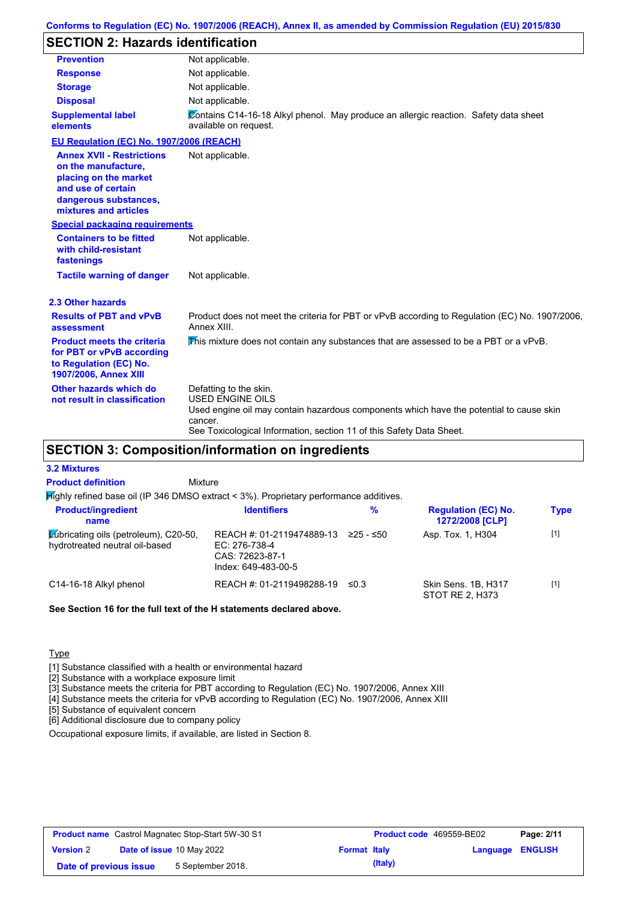Conforms to Regulation (EC) No. 1907/2006 (REACH), Annex II, as amended by Commission Regulation (EU) 2015/830

## SECTION 2: Hazards identification

| | |
|---|---|
| **Prevention** | Not applicable. |
| **Response** | Not applicable. |
| **Storage** | Not applicable. |
| **Disposal** | Not applicable. |
| **Supplemental label elements** | Contains C14-16-18 Alkyl phenol. May produce an allergic reaction. Safety data sheet available on request. |

**EU Regulation (EC) No. 1907/2006 (REACH)**

| | |
|---|---|
| **Annex XVII - Restrictions on the manufacture, placing on the market and use of certain dangerous substances, mixtures and articles** | Not applicable. |

**Special packaging requirements**

| | |
|---|---|
| **Containers to be fitted with child-resistant fastenings** | Not applicable. |
| **Tactile warning of danger** | Not applicable. |

### 2.3 Other hazards

| | |
|---|---|
| **Results of PBT and vPvB assessment** | Product does not meet the criteria for PBT or vPvB according to Regulation (EC) No. 1907/2006, Annex XIII. |
| **Product meets the criteria for PBT or vPvB according to Regulation (EC) No. 1907/2006, Annex XIII** | This mixture does not contain any substances that are assessed to be a PBT or a vPvB. |
| **Other hazards which do not result in classification** | Defatting to the skin.<br>USED ENGINE OILS<br>Used engine oil may contain hazardous components which have the potential to cause skin cancer.<br>See Toxicological Information, section 11 of this Safety Data Sheet. |

## SECTION 3: Composition/information on ingredients

### 3.2 Mixtures

**Product definition** Mixture

Highly refined base oil (IP 346 DMSO extract < 3%). Proprietary performance additives.

| Product/ingredient name | Identifiers | % | Regulation (EC) No. 1272/2008 [CLP] | Type |
|---|---|---|---|---|
| Lubricating oils (petroleum), C20-50, hydrotreated neutral oil-based | REACH #: 01-2119474889-13<br>EC: 276-738-4<br>CAS: 72623-87-1<br>Index: 649-483-00-5 | ≥25 - ≤50 | Asp. Tox. 1, H304 | [1] |
| C14-16-18 Alkyl phenol | REACH #: 01-2119498288-19 | ≤0.3 | Skin Sens. 1B, H317<br>STOT RE 2, H373 | [1] |

**See Section 16 for the full text of the H statements declared above.**

Type

[1] Substance classified with a health or environmental hazard
[2] Substance with a workplace exposure limit
[3] Substance meets the criteria for PBT according to Regulation (EC) No. 1907/2006, Annex XIII
[4] Substance meets the criteria for vPvB according to Regulation (EC) No. 1907/2006, Annex XIII
[5] Substance of equivalent concern
[6] Additional disclosure due to company policy

Occupational exposure limits, if available, are listed in Section 8.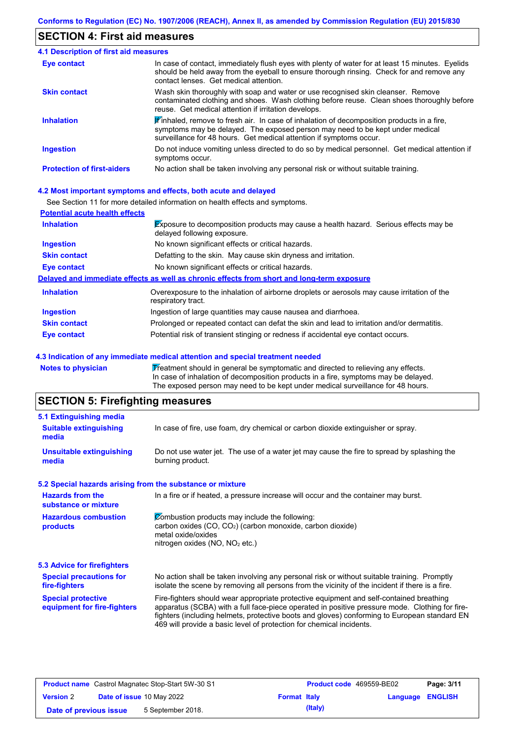## SECTION 4: First aid measures

### 4.1 Description of first aid measures

| | |
|---|---|
| **Eye contact** | In case of contact, immediately flush eyes with plenty of water for at least 15 minutes. Eyelids should be held away from the eyeball to ensure thorough rinsing. Check for and remove any contact lenses. Get medical attention. |
| **Skin contact** | Wash skin thoroughly with soap and water or use recognised skin cleanser. Remove contaminated clothing and shoes. Wash clothing before reuse. Clean shoes thoroughly before reuse. Get medical attention if irritation develops. |
| **Inhalation** | If inhaled, remove to fresh air. In case of inhalation of decomposition products in a fire, symptoms may be delayed. The exposed person may need to be kept under medical surveillance for 48 hours. Get medical attention if symptoms occur. |
| **Ingestion** | Do not induce vomiting unless directed to do so by medical personnel. Get medical attention if symptoms occur. |
| **Protection of first-aiders** | No action shall be taken involving any personal risk or without suitable training. |

### 4.2 Most important symptoms and effects, both acute and delayed

See Section 11 for more detailed information on health effects and symptoms.

**Potential acute health effects**

| | |
|---|---|
| **Inhalation** | Exposure to decomposition products may cause a health hazard. Serious effects may be delayed following exposure. |
| **Ingestion** | No known significant effects or critical hazards. |
| **Skin contact** | Defatting to the skin. May cause skin dryness and irritation. |
| **Eye contact** | No known significant effects or critical hazards. |

**Delayed and immediate effects as well as chronic effects from short and long-term exposure**

| | |
|---|---|
| **Inhalation** | Overexposure to the inhalation of airborne droplets or aerosols may cause irritation of the respiratory tract. |
| **Ingestion** | Ingestion of large quantities may cause nausea and diarrhoea. |
| **Skin contact** | Prolonged or repeated contact can defat the skin and lead to irritation and/or dermatitis. |
| **Eye contact** | Potential risk of transient stinging or redness if accidental eye contact occurs. |

### 4.3 Indication of any immediate medical attention and special treatment needed

| | |
|---|---|
| **Notes to physician** | Treatment should in general be symptomatic and directed to relieving any effects. In case of inhalation of decomposition products in a fire, symptoms may be delayed. The exposed person may need to be kept under medical surveillance for 48 hours. |

## SECTION 5: Firefighting measures

### 5.1 Extinguishing media

| | |
|---|---|
| **Suitable extinguishing media** | In case of fire, use foam, dry chemical or carbon dioxide extinguisher or spray. |
| **Unsuitable extinguishing media** | Do not use water jet. The use of a water jet may cause the fire to spread by splashing the burning product. |

### 5.2 Special hazards arising from the substance or mixture

| | |
|---|---|
| **Hazards from the substance or mixture** | In a fire or if heated, a pressure increase will occur and the container may burst. |
| **Hazardous combustion products** | Combustion products may include the following:<br>carbon oxides ($CO$, $CO_2$) (carbon monoxide, carbon dioxide)<br>metal oxide/oxides<br>nitrogen oxides ($NO$, $NO_2$ etc.) |

### 5.3 Advice for firefighters

| | |
|---|---|
| **Special precautions for fire-fighters** | No action shall be taken involving any personal risk or without suitable training. Promptly isolate the scene by removing all persons from the vicinity of the incident if there is a fire. |
| **Special protective equipment for fire-fighters** | Fire-fighters should wear appropriate protective equipment and self-contained breathing apparatus (SCBA) with a full face-piece operated in positive pressure mode. Clothing for fire-fighters (including helmets, protective boots and gloves) conforming to European standard EN 469 will provide a basic level of protection for chemical incidents. |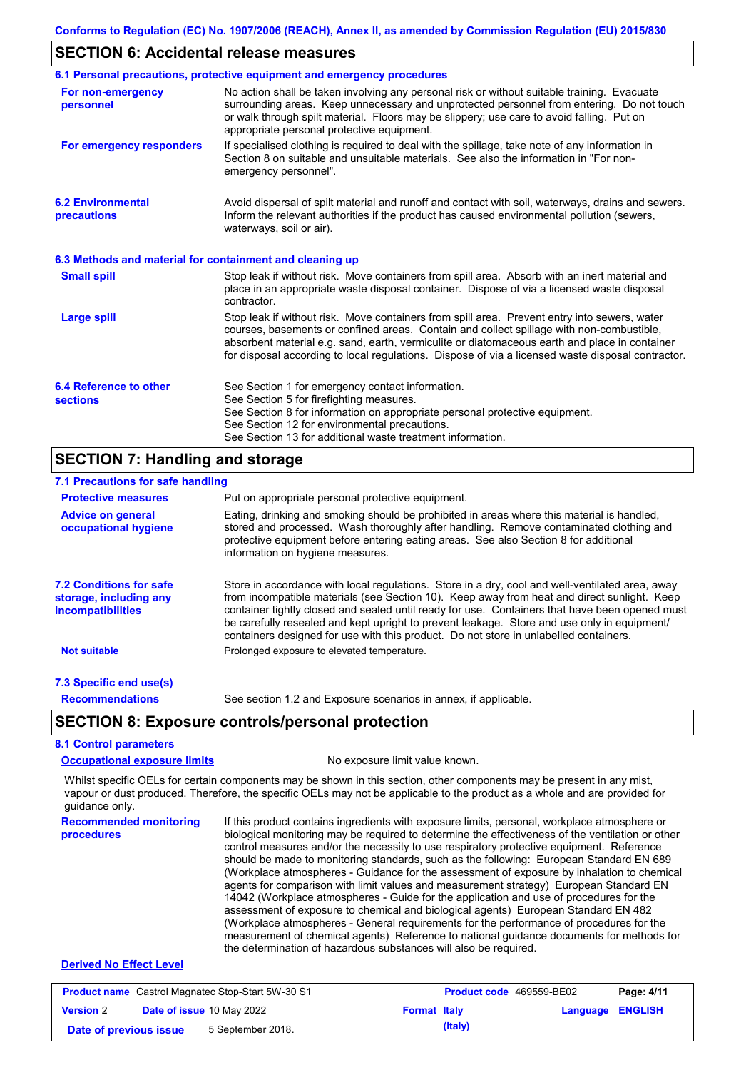## SECTION 6: Accidental release measures

### 6.1 Personal precautions, protective equipment and emergency procedures

**For non-emergency personnel**

No action shall be taken involving any personal risk or without suitable training. Evacuate surrounding areas. Keep unnecessary and unprotected personnel from entering. Do not touch or walk through spilt material. Floors may be slippery; use care to avoid falling. Put on appropriate personal protective equipment.

**For emergency responders**

If specialised clothing is required to deal with the spillage, take note of any information in Section 8 on suitable and unsuitable materials. See also the information in "For non-emergency personnel".

### 6.2 Environmental precautions

Avoid dispersal of spilt material and runoff and contact with soil, waterways, drains and sewers. Inform the relevant authorities if the product has caused environmental pollution (sewers, waterways, soil or air).

### 6.3 Methods and material for containment and cleaning up

**Small spill**

Stop leak if without risk. Move containers from spill area. Absorb with an inert material and place in an appropriate waste disposal container. Dispose of via a licensed waste disposal contractor.

**Large spill**

Stop leak if without risk. Move containers from spill area. Prevent entry into sewers, water courses, basements or confined areas. Contain and collect spillage with non-combustible, absorbent material e.g. sand, earth, vermiculite or diatomaceous earth and place in container for disposal according to local regulations. Dispose of via a licensed waste disposal contractor.

### 6.4 Reference to other sections

See Section 1 for emergency contact information.
See Section 5 for firefighting measures.
See Section 8 for information on appropriate personal protective equipment.
See Section 12 for environmental precautions.
See Section 13 for additional waste treatment information.

## SECTION 7: Handling and storage

### 7.1 Precautions for safe handling

**Protective measures**

Put on appropriate personal protective equipment.

**Advice on general occupational hygiene**

Eating, drinking and smoking should be prohibited in areas where this material is handled, stored and processed. Wash thoroughly after handling. Remove contaminated clothing and protective equipment before entering eating areas. See also Section 8 for additional information on hygiene measures.

### 7.2 Conditions for safe storage, including any incompatibilities

Store in accordance with local regulations. Store in a dry, cool and well-ventilated area, away from incompatible materials (see Section 10). Keep away from heat and direct sunlight. Keep container tightly closed and sealed until ready for use. Containers that have been opened must be carefully resealed and kept upright to prevent leakage. Store and use only in equipment/ containers designed for use with this product. Do not store in unlabelled containers.

**Not suitable**

Prolonged exposure to elevated temperature.

### 7.3 Specific end use(s)

**Recommendations**

See section 1.2 and Exposure scenarios in annex, if applicable.

## SECTION 8: Exposure controls/personal protection

### 8.1 Control parameters

**Occupational exposure limits**

No exposure limit value known.

Whilst specific OELs for certain components may be shown in this section, other components may be present in any mist, vapour or dust produced. Therefore, the specific OELs may not be applicable to the product as a whole and are provided for guidance only.

**Recommended monitoring procedures**

If this product contains ingredients with exposure limits, personal, workplace atmosphere or biological monitoring may be required to determine the effectiveness of the ventilation or other control measures and/or the necessity to use respiratory protective equipment. Reference should be made to monitoring standards, such as the following: European Standard EN 689 (Workplace atmospheres - Guidance for the assessment of exposure by inhalation to chemical agents for comparison with limit values and measurement strategy) European Standard EN 14042 (Workplace atmospheres - Guide for the application and use of procedures for the assessment of exposure to chemical and biological agents) European Standard EN 482 (Workplace atmospheres - General requirements for the performance of procedures for the measurement of chemical agents) Reference to national guidance documents for methods for the determination of hazardous substances will also be required.

**Derived No Effect Level**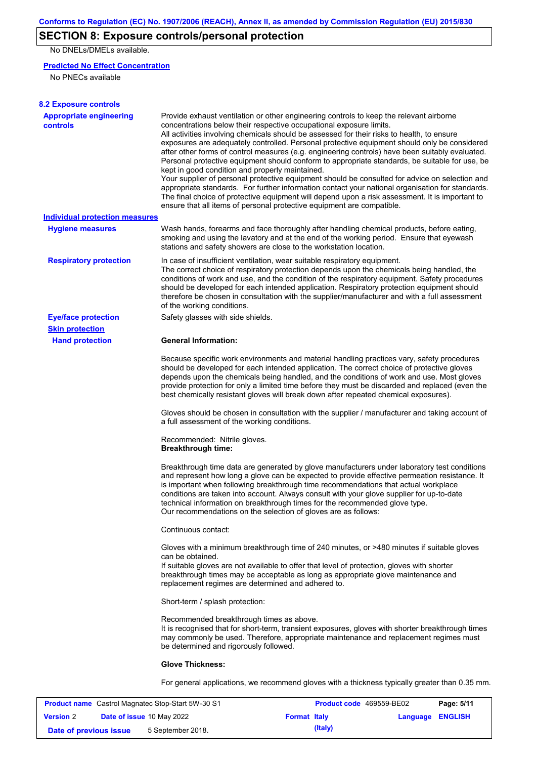## SECTION 8: Exposure controls/personal protection

No DNELs/DMELs available.

**Predicted No Effect Concentration**

No PNECs available

### 8.2 Exposure controls

**Appropriate engineering controls**

Provide exhaust ventilation or other engineering controls to keep the relevant airborne concentrations below their respective occupational exposure limits.
All activities involving chemicals should be assessed for their risks to health, to ensure exposures are adequately controlled. Personal protective equipment should only be considered after other forms of control measures (e.g. engineering controls) have been suitably evaluated. Personal protective equipment should conform to appropriate standards, be suitable for use, be kept in good condition and properly maintained.
Your supplier of personal protective equipment should be consulted for advice on selection and appropriate standards. For further information contact your national organisation for standards. The final choice of protective equipment will depend upon a risk assessment. It is important to ensure that all items of personal protective equipment are compatible.

**Individual protection measures**

**Hygiene measures**

Wash hands, forearms and face thoroughly after handling chemical products, before eating, smoking and using the lavatory and at the end of the working period. Ensure that eyewash stations and safety showers are close to the workstation location.

**Respiratory protection**

In case of insufficient ventilation, wear suitable respiratory equipment.
The correct choice of respiratory protection depends upon the chemicals being handled, the conditions of work and use, and the condition of the respiratory equipment. Safety procedures should be developed for each intended application. Respiratory protection equipment should therefore be chosen in consultation with the supplier/manufacturer and with a full assessment of the working conditions.

**Eye/face protection**

Safety glasses with side shields.

**Skin protection**

**Hand protection**

**General Information:**

Because specific work environments and material handling practices vary, safety procedures should be developed for each intended application. The correct choice of protective gloves depends upon the chemicals being handled, and the conditions of work and use. Most gloves provide protection for only a limited time before they must be discarded and replaced (even the best chemically resistant gloves will break down after repeated chemical exposures).

Gloves should be chosen in consultation with the supplier / manufacturer and taking account of a full assessment of the working conditions.

Recommended: Nitrile gloves.
**Breakthrough time:**

Breakthrough time data are generated by glove manufacturers under laboratory test conditions and represent how long a glove can be expected to provide effective permeation resistance. It is important when following breakthrough time recommendations that actual workplace conditions are taken into account. Always consult with your glove supplier for up-to-date technical information on breakthrough times for the recommended glove type.
Our recommendations on the selection of gloves are as follows:

Continuous contact:

Gloves with a minimum breakthrough time of 240 minutes, or >480 minutes if suitable gloves can be obtained.
If suitable gloves are not available to offer that level of protection, gloves with shorter breakthrough times may be acceptable as long as appropriate glove maintenance and replacement regimes are determined and adhered to.

Short-term / splash protection:

Recommended breakthrough times as above.
It is recognised that for short-term, transient exposures, gloves with shorter breakthrough times may commonly be used. Therefore, appropriate maintenance and replacement regimes must be determined and rigorously followed.

**Glove Thickness:**

For general applications, we recommend gloves with a thickness typically greater than 0.35 mm.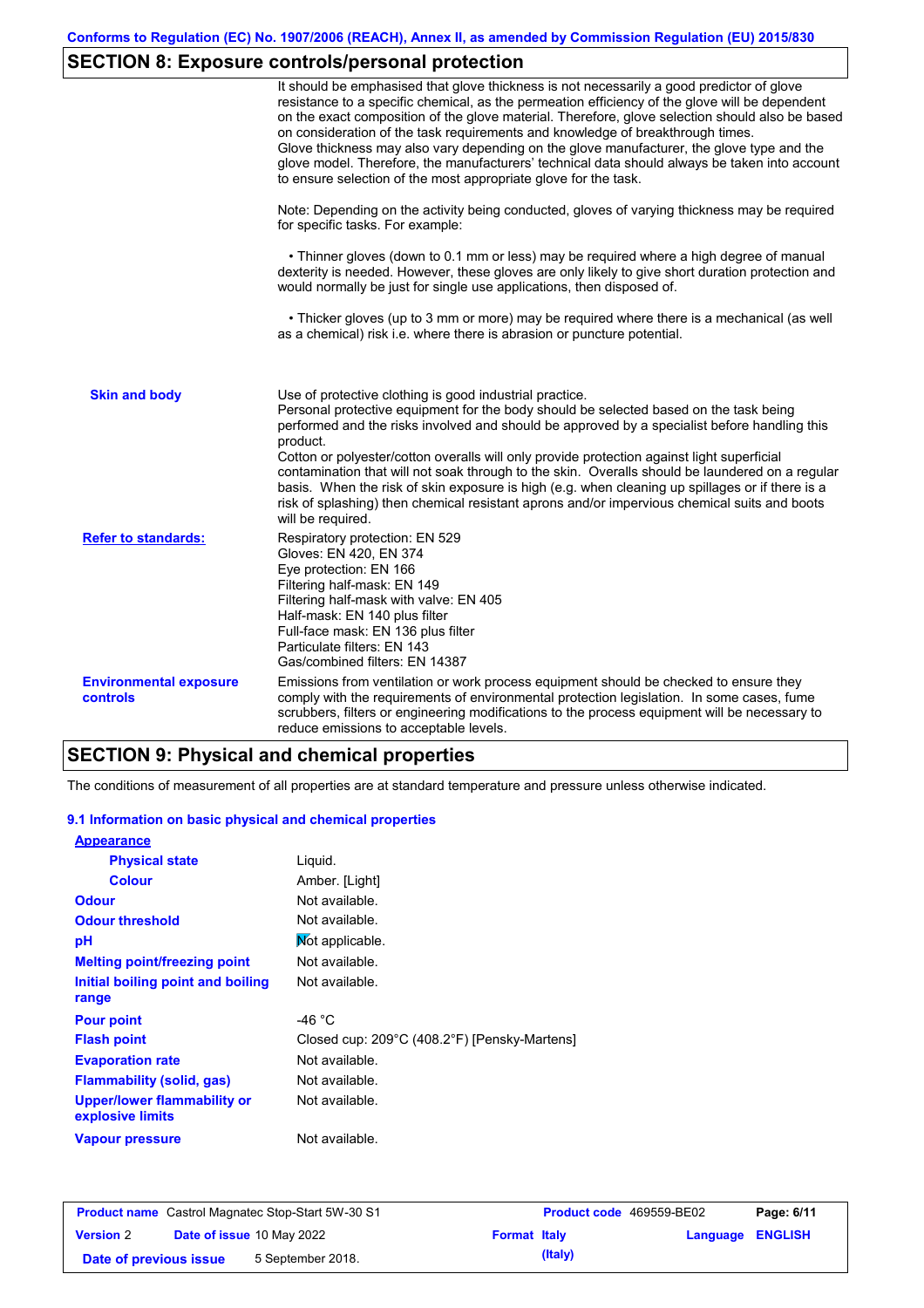## SECTION 8: Exposure controls/personal protection

It should be emphasised that glove thickness is not necessarily a good predictor of glove resistance to a specific chemical, as the permeation efficiency of the glove will be dependent on the exact composition of the glove material. Therefore, glove selection should also be based on consideration of the task requirements and knowledge of breakthrough times.
Glove thickness may also vary depending on the glove manufacturer, the glove type and the glove model. Therefore, the manufacturers' technical data should always be taken into account to ensure selection of the most appropriate glove for the task.

Note: Depending on the activity being conducted, gloves of varying thickness may be required for specific tasks. For example:

• Thinner gloves (down to 0.1 mm or less) may be required where a high degree of manual dexterity is needed. However, these gloves are only likely to give short duration protection and would normally be just for single use applications, then disposed of.

• Thicker gloves (up to 3 mm or more) may be required where there is a mechanical (as well as a chemical) risk i.e. where there is abrasion or puncture potential.

**Skin and body**

Use of protective clothing is good industrial practice.
Personal protective equipment for the body should be selected based on the task being performed and the risks involved and should be approved by a specialist before handling this product.
Cotton or polyester/cotton overalls will only provide protection against light superficial contamination that will not soak through to the skin. Overalls should be laundered on a regular basis. When the risk of skin exposure is high (e.g. when cleaning up spillages or if there is a risk of splashing) then chemical resistant aprons and/or impervious chemical suits and boots will be required.

**Refer to standards:**

Respiratory protection: EN 529
Gloves: EN 420, EN 374
Eye protection: EN 166
Filtering half-mask: EN 149
Filtering half-mask with valve: EN 405
Half-mask: EN 140 plus filter
Full-face mask: EN 136 plus filter
Particulate filters: EN 143
Gas/combined filters: EN 14387

**Environmental exposure controls**

Emissions from ventilation or work process equipment should be checked to ensure they comply with the requirements of environmental protection legislation. In some cases, fume scrubbers, filters or engineering modifications to the process equipment will be necessary to reduce emissions to acceptable levels.

## SECTION 9: Physical and chemical properties

The conditions of measurement of all properties are at standard temperature and pressure unless otherwise indicated.

### 9.1 Information on basic physical and chemical properties

**Appearance**

| Property | Value |
|---|---|
| Physical state | Liquid. |
| Colour | Amber. [Light] |
| Odour | Not available. |
| Odour threshold | Not available. |
| pH | Not applicable. |
| Melting point/freezing point | Not available. |
| Initial boiling point and boiling range | Not available. |
| Pour point | -46 °C |
| Flash point | Closed cup: 209°C (408.2°F) [Pensky-Martens] |
| Evaporation rate | Not available. |
| Flammability (solid, gas) | Not available. |
| Upper/lower flammability or explosive limits | Not available. |
| Vapour pressure | Not available. |

| Product name | Castrol Magnatec Stop-Start 5W-30 S1 | Product code | 469559-BE02 | |
|---|---|---|---|---|
| Version 2 | Date of issue 10 May 2022 | Format Italy (Italy) | Language ENGLISH | |
| Date of previous issue | 5 September 2018. | | | |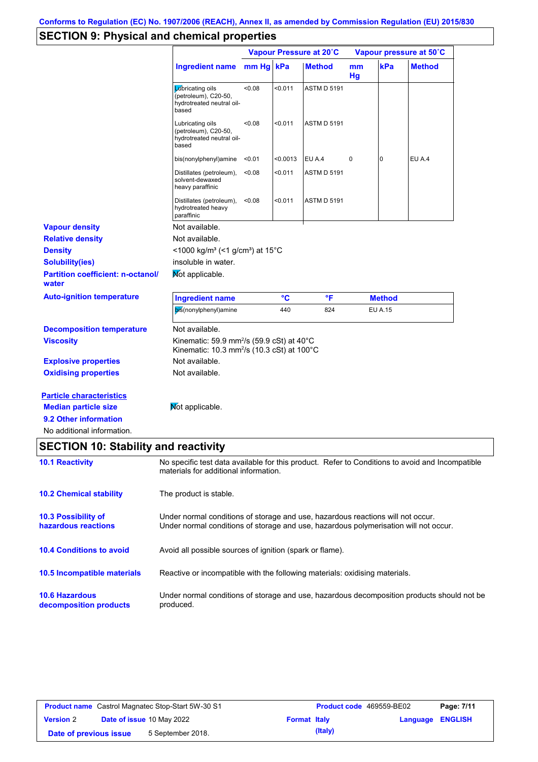Conforms to Regulation (EC) No. 1907/2006 (REACH), Annex II, as amended by Commission Regulation (EU) 2015/830

## SECTION 9: Physical and chemical properties

| Ingredient name | Vapour Pressure at 20˚C | | | Vapour pressure at 50˚C | | |
|---|---|---|---|---|---|---|
| | mm Hg | kPa | Method | mm Hg | kPa | Method |
| Lubricating oils (petroleum), C20-50, hydrotreated neutral oil-based | <0.08 | <0.011 | ASTM D 5191 | | | |
| Lubricating oils (petroleum), C20-50, hydrotreated neutral oil-based | <0.08 | <0.011 | ASTM D 5191 | | | |
| bis(nonylphenyl)amine | <0.01 | <0.0013 | EU A.4 | 0 | 0 | EU A.4 |
| Distillates (petroleum), solvent-dewaxed heavy paraffinic | <0.08 | <0.011 | ASTM D 5191 | | | |
| Distillates (petroleum), hydrotreated heavy paraffinic | <0.08 | <0.011 | ASTM D 5191 | | | |

**Vapour density** Not available.

**Relative density** Not available.

**Density** <1000 kg/m³ (<1 g/cm³) at 15°C

**Solubility(ies)** insoluble in water.

**Partition coefficient: n-octanol/water** Not applicable.

**Auto-ignition temperature**

| Ingredient name | °C | °F | Method |
|---|---|---|---|
| bis(nonylphenyl)amine | 440 | 824 | EU A.15 |

**Decomposition temperature** Not available.

**Viscosity** Kinematic: 59.9 mm²/s (59.9 cSt) at 40°C
Kinematic: 10.3 mm²/s (10.3 cSt) at 100°C

**Explosive properties** Not available.

**Oxidising properties** Not available.

**Particle characteristics**

**Median particle size** Not applicable.

**9.2 Other information**

No additional information.

## SECTION 10: Stability and reactivity

**10.1 Reactivity** No specific test data available for this product. Refer to Conditions to avoid and Incompatible materials for additional information.

**10.2 Chemical stability** The product is stable.

**10.3 Possibility of hazardous reactions** Under normal conditions of storage and use, hazardous reactions will not occur.
Under normal conditions of storage and use, hazardous polymerisation will not occur.

**10.4 Conditions to avoid** Avoid all possible sources of ignition (spark or flame).

**10.5 Incompatible materials** Reactive or incompatible with the following materials: oxidising materials.

**10.6 Hazardous decomposition products** Under normal conditions of storage and use, hazardous decomposition products should not be produced.

| **Product name** Castrol Magnatec Stop-Start 5W-30 S1 | | **Product code** 469559-BE02 | **Page: 7/11** |
|---|---|---|---|
| **Version** 2 | **Date of issue** 10 May 2022 | **Format Italy (Italy)** | **Language ENGLISH** |
| **Date of previous issue** | 5 September 2018. | | |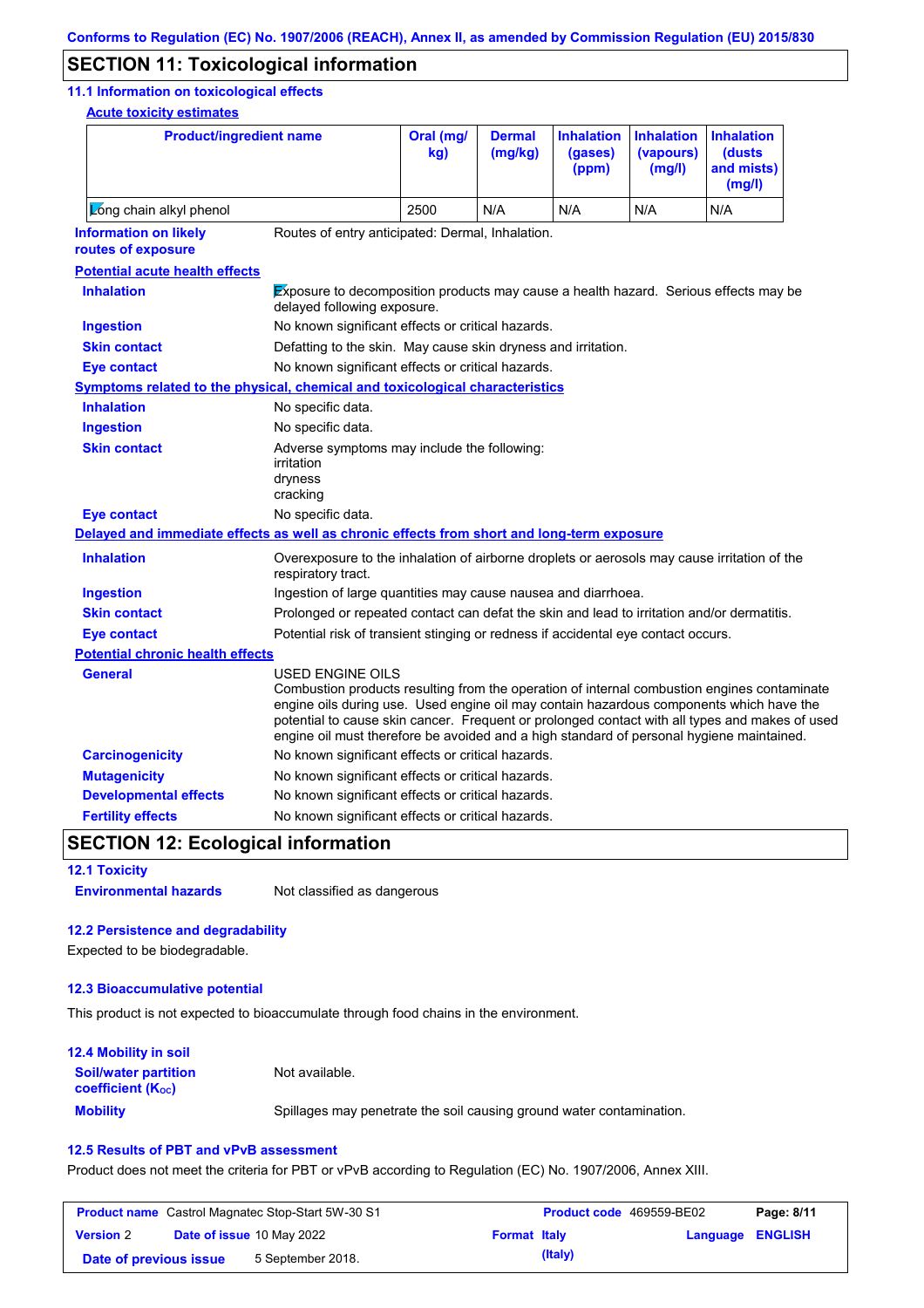## SECTION 11: Toxicological information

### 11.1 Information on toxicological effects

**Acute toxicity estimates**

| Product/ingredient name | Oral (mg/kg) | Dermal (mg/kg) | Inhalation (gases) (ppm) | Inhalation (vapours) (mg/l) | Inhalation (dusts and mists) (mg/l) |
|---|---|---|---|---|---|
| Long chain alkyl phenol | 2500 | N/A | N/A | N/A | N/A |

**Information on likely routes of exposure**: Routes of entry anticipated: Dermal, Inhalation.

**Potential acute health effects**

**Inhalation**: Exposure to decomposition products may cause a health hazard. Serious effects may be delayed following exposure.

**Ingestion**: No known significant effects or critical hazards.

**Skin contact**: Defatting to the skin. May cause skin dryness and irritation.

**Eye contact**: No known significant effects or critical hazards.

**Symptoms related to the physical, chemical and toxicological characteristics**

**Inhalation**: No specific data.

**Ingestion**: No specific data.

**Skin contact**: Adverse symptoms may include the following:
irritation
dryness
cracking

**Eye contact**: No specific data.

**Delayed and immediate effects as well as chronic effects from short and long-term exposure**

**Inhalation**: Overexposure to the inhalation of airborne droplets or aerosols may cause irritation of the respiratory tract.

**Ingestion**: Ingestion of large quantities may cause nausea and diarrhoea.

**Skin contact**: Prolonged or repeated contact can defat the skin and lead to irritation and/or dermatitis.

**Eye contact**: Potential risk of transient stinging or redness if accidental eye contact occurs.

**Potential chronic health effects**

**General**: USED ENGINE OILS
Combustion products resulting from the operation of internal combustion engines contaminate engine oils during use. Used engine oil may contain hazardous components which have the potential to cause skin cancer. Frequent or prolonged contact with all types and makes of used engine oil must therefore be avoided and a high standard of personal hygiene maintained.

**Carcinogenicity**: No known significant effects or critical hazards.

**Mutagenicity**: No known significant effects or critical hazards.

**Developmental effects**: No known significant effects or critical hazards.

**Fertility effects**: No known significant effects or critical hazards.

## SECTION 12: Ecological information

### 12.1 Toxicity

**Environmental hazards**: Not classified as dangerous

### 12.2 Persistence and degradability

Expected to be biodegradable.

### 12.3 Bioaccumulative potential

This product is not expected to bioaccumulate through food chains in the environment.

### 12.4 Mobility in soil

**Soil/water partition coefficient ($K_{OC}$)**: Not available.

**Mobility**: Spillages may penetrate the soil causing ground water contamination.

### 12.5 Results of PBT and vPvB assessment

Product does not meet the criteria for PBT or vPvB according to Regulation (EC) No. 1907/2006, Annex XIII.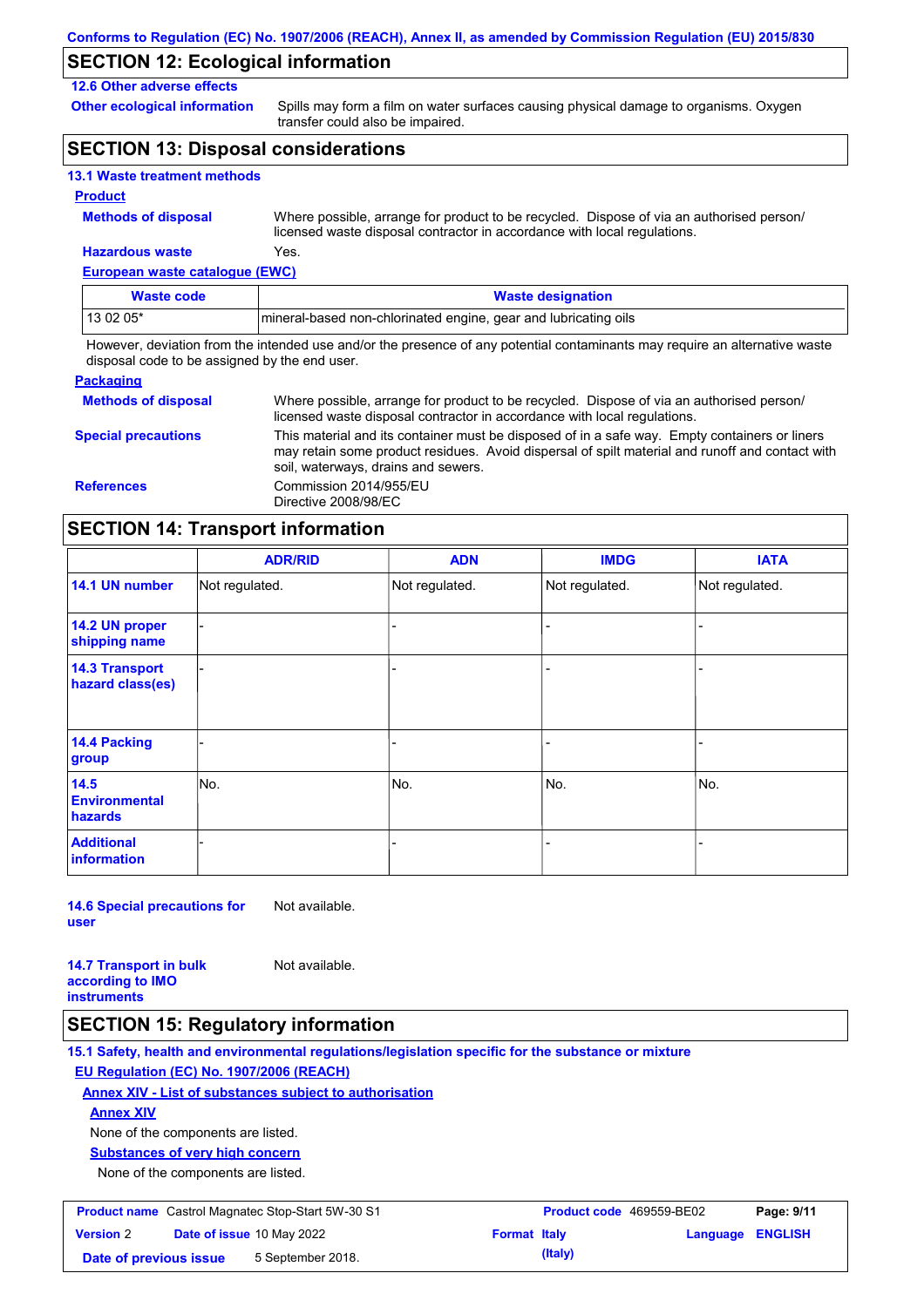## SECTION 12: Ecological information

### 12.6 Other adverse effects

**Other ecological information**: Spills may form a film on water surfaces causing physical damage to organisms. Oxygen transfer could also be impaired.

## SECTION 13: Disposal considerations

### 13.1 Waste treatment methods

**Product**

**Methods of disposal**: Where possible, arrange for product to be recycled. Dispose of via an authorised person/ licensed waste disposal contractor in accordance with local regulations.

**Hazardous waste**: Yes.

**European waste catalogue (EWC)**

| Waste code | Waste designation |
|---|---|
| 13 02 05* | mineral-based non-chlorinated engine, gear and lubricating oils |

However, deviation from the intended use and/or the presence of any potential contaminants may require an alternative waste disposal code to be assigned by the end user.

**Packaging**

**Methods of disposal**: Where possible, arrange for product to be recycled. Dispose of via an authorised person/ licensed waste disposal contractor in accordance with local regulations.

**Special precautions**: This material and its container must be disposed of in a safe way. Empty containers or liners may retain some product residues. Avoid dispersal of spilt material and runoff and contact with soil, waterways, drains and sewers.

**References**: Commission 2014/955/EU
Directive 2008/98/EC

## SECTION 14: Transport information

| | ADR/RID | ADN | IMDG | IATA |
|---|---|---|---|---|
| 14.1 UN number | Not regulated. | Not regulated. | Not regulated. | Not regulated. |
| 14.2 UN proper shipping name | - | - | - | - |
| 14.3 Transport hazard class(es) | - | - | - | - |
| 14.4 Packing group | - | - | - | - |
| 14.5 Environmental hazards | No. | No. | No. | No. |
| Additional information | - | - | - | - |

**14.6 Special precautions for user**: Not available.

**14.7 Transport in bulk according to IMO instruments**: Not available.

## SECTION 15: Regulatory information

### 15.1 Safety, health and environmental regulations/legislation specific for the substance or mixture

**EU Regulation (EC) No. 1907/2006 (REACH)**

**Annex XIV - List of substances subject to authorisation**

**Annex XIV**

None of the components are listed.

**Substances of very high concern**

None of the components are listed.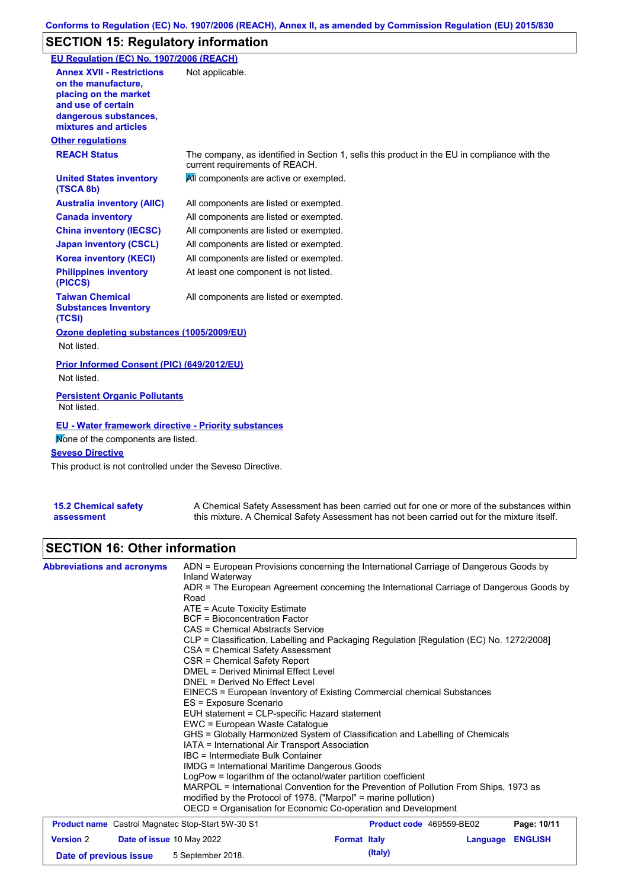## SECTION 15: Regulatory information

### EU Regulation (EC) No. 1907/2006 (REACH)

| | |
|---|---|
| **Annex XVII - Restrictions on the manufacture, placing on the market and use of certain dangerous substances, mixtures and articles** | Not applicable. |

### Other regulations

| | |
|---|---|
| **REACH Status** | The company, as identified in Section 1, sells this product in the EU in compliance with the current requirements of REACH. |
| **United States inventory (TSCA 8b)** | All components are active or exempted. |
| **Australia inventory (AIIC)** | All components are listed or exempted. |
| **Canada inventory** | All components are listed or exempted. |
| **China inventory (IECSC)** | All components are listed or exempted. |
| **Japan inventory (CSCL)** | All components are listed or exempted. |
| **Korea inventory (KECI)** | All components are listed or exempted. |
| **Philippines inventory (PICCS)** | At least one component is not listed. |
| **Taiwan Chemical Substances Inventory (TCSI)** | All components are listed or exempted. |

**Ozone depleting substances (1005/2009/EU)**

Not listed.

**Prior Informed Consent (PIC) (649/2012/EU)**

Not listed.

**Persistent Organic Pollutants**

Not listed.

**EU - Water framework directive - Priority substances**

None of the components are listed.

**Seveso Directive**

This product is not controlled under the Seveso Directive.

| | |
|---|---|
| **15.2 Chemical safety assessment** | A Chemical Safety Assessment has been carried out for one or more of the substances within this mixture. A Chemical Safety Assessment has not been carried out for the mixture itself. |

## SECTION 16: Other information

**Abbreviations and acronyms**

ADN = European Provisions concerning the International Carriage of Dangerous Goods by Inland Waterway
ADR = The European Agreement concerning the International Carriage of Dangerous Goods by Road
ATE = Acute Toxicity Estimate
BCF = Bioconcentration Factor
CAS = Chemical Abstracts Service
CLP = Classification, Labelling and Packaging Regulation [Regulation (EC) No. 1272/2008]
CSA = Chemical Safety Assessment
CSR = Chemical Safety Report
DMEL = Derived Minimal Effect Level
DNEL = Derived No Effect Level
EINECS = European Inventory of Existing Commercial chemical Substances
ES = Exposure Scenario
EUH statement = CLP-specific Hazard statement
EWC = European Waste Catalogue
GHS = Globally Harmonized System of Classification and Labelling of Chemicals
IATA = International Air Transport Association
IBC = Intermediate Bulk Container
IMDG = International Maritime Dangerous Goods
LogPow = logarithm of the octanol/water partition coefficient
MARPOL = International Convention for the Prevention of Pollution From Ships, 1973 as modified by the Protocol of 1978. ("Marpol" = marine pollution)
OECD = Organisation for Economic Co-operation and Development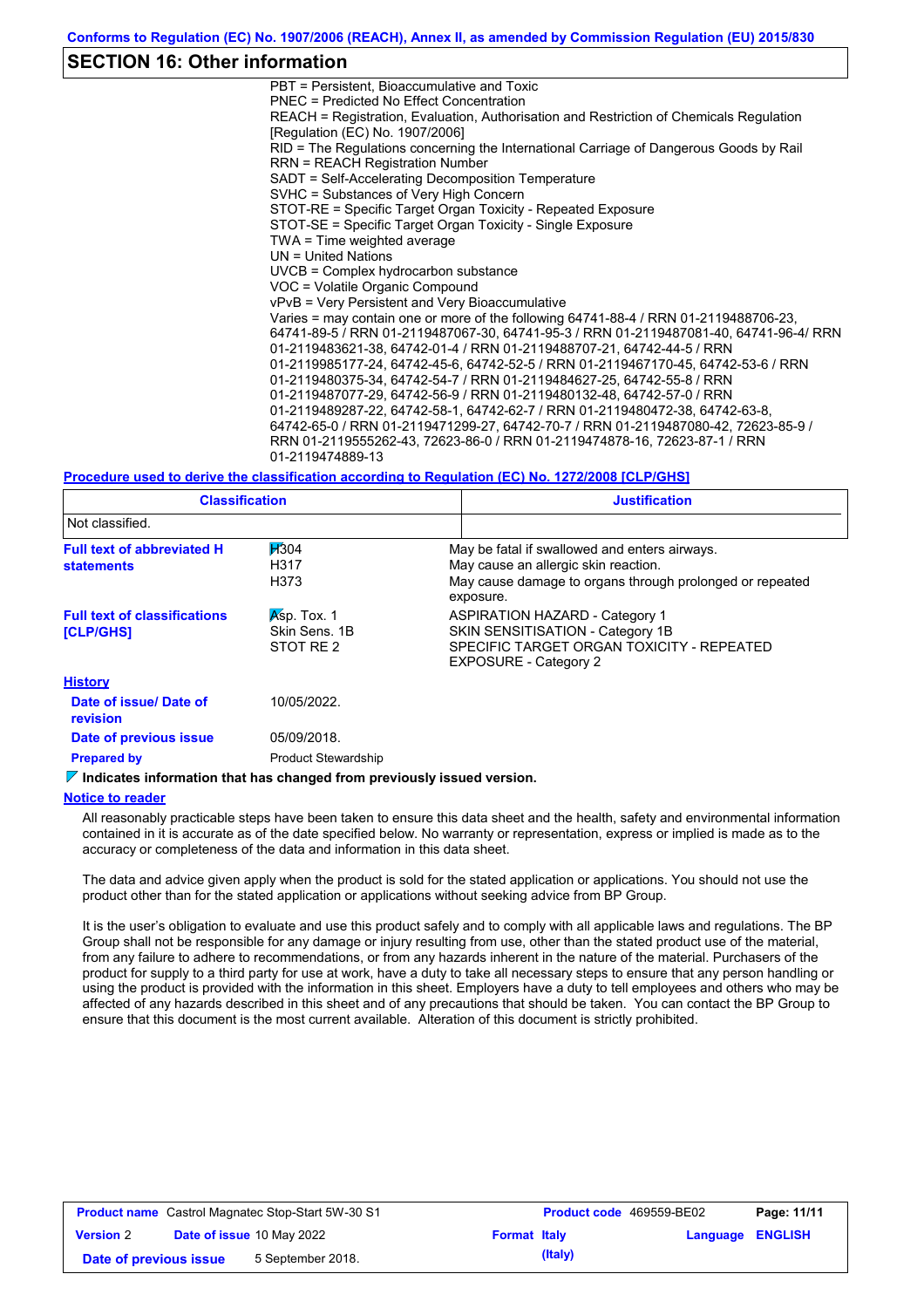## SECTION 16: Other information

PBT = Persistent, Bioaccumulative and Toxic
PNEC = Predicted No Effect Concentration
REACH = Registration, Evaluation, Authorisation and Restriction of Chemicals Regulation [Regulation (EC) No. 1907/2006]
RID = The Regulations concerning the International Carriage of Dangerous Goods by Rail
RRN = REACH Registration Number
SADT = Self-Accelerating Decomposition Temperature
SVHC = Substances of Very High Concern
STOT-RE = Specific Target Organ Toxicity - Repeated Exposure
STOT-SE = Specific Target Organ Toxicity - Single Exposure
TWA = Time weighted average
UN = United Nations
UVCB = Complex hydrocarbon substance
VOC = Volatile Organic Compound
vPvB = Very Persistent and Very Bioaccumulative
Varies = may contain one or more of the following 64741-88-4 / RRN 01-2119488706-23, 64741-89-5 / RRN 01-2119487067-30, 64741-95-3 / RRN 01-2119487081-40, 64741-96-4/ RRN 01-2119483621-38, 64742-01-4 / RRN 01-2119488707-21, 64742-44-5 / RRN 01-2119985177-24, 64742-45-6, 64742-52-5 / RRN 01-2119467170-45, 64742-53-6 / RRN 01-2119480375-34, 64742-54-7 / RRN 01-2119484627-25, 64742-55-8 / RRN 01-2119487077-29, 64742-56-9 / RRN 01-2119480132-48, 64742-57-0 / RRN 01-2119489287-22, 64742-58-1, 64742-62-7 / RRN 01-2119480472-38, 64742-63-8, 64742-65-0 / RRN 01-2119471299-27, 64742-70-7 / RRN 01-2119487080-42, 72623-85-9 / RRN 01-2119555262-43, 72623-86-0 / RRN 01-2119474878-16, 72623-87-1 / RRN 01-2119474889-13

**Procedure used to derive the classification according to Regulation (EC) No. 1272/2008 [CLP/GHS]**

| Classification | Justification |
|---|---|
| Not classified. | |

**Full text of abbreviated H statements**

| | |
|---|---|
| H304 | May be fatal if swallowed and enters airways. |
| H317 | May cause an allergic skin reaction. |
| H373 | May cause damage to organs through prolonged or repeated exposure. |

**Full text of classifications [CLP/GHS]**

| | |
|---|---|
| Asp. Tox. 1 | ASPIRATION HAZARD - Category 1 |
| Skin Sens. 1B | SKIN SENSITISATION - Category 1B |
| STOT RE 2 | SPECIFIC TARGET ORGAN TOXICITY - REPEATED EXPOSURE - Category 2 |

**History**

**Date of issue/ Date of revision** 10/05/2022.

**Date of previous issue** 05/09/2018.

**Prepared by** Product Stewardship

**Indicates information that has changed from previously issued version.**

**Notice to reader**

All reasonably practicable steps have been taken to ensure this data sheet and the health, safety and environmental information contained in it is accurate as of the date specified below. No warranty or representation, express or implied is made as to the accuracy or completeness of the data and information in this data sheet.

The data and advice given apply when the product is sold for the stated application or applications. You should not use the product other than for the stated application or applications without seeking advice from BP Group.

It is the user's obligation to evaluate and use this product safely and to comply with all applicable laws and regulations. The BP Group shall not be responsible for any damage or injury resulting from use, other than the stated product use of the material, from any failure to adhere to recommendations, or from any hazards inherent in the nature of the material. Purchasers of the product for supply to a third party for use at work, have a duty to take all necessary steps to ensure that any person handling or using the product is provided with the information in this sheet. Employers have a duty to tell employees and others who may be affected of any hazards described in this sheet and of any precautions that should be taken. You can contact the BP Group to ensure that this document is the most current available. Alteration of this document is strictly prohibited.